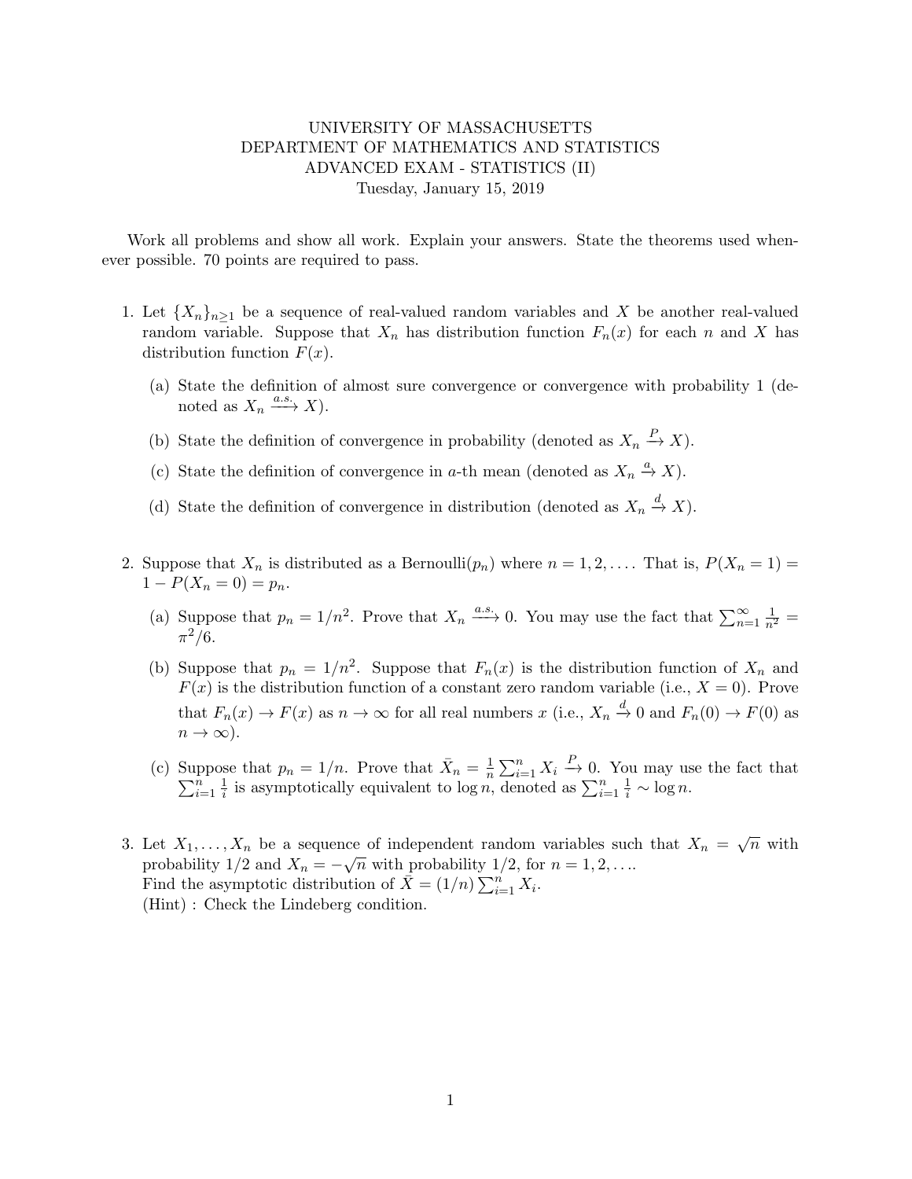UNIVERSITY OF MASSACHUSETTS
DEPARTMENT OF MATHEMATICS AND STATISTICS
ADVANCED EXAM - STATISTICS (II)
Tuesday, January 15, 2019

Work all problems and show all work. Explain your answers. State the theorems used whenever possible. 70 points are required to pass.

1. Let $\{X_n\}_{n\geq 1}$ be a sequence of real-valued random variables and $X$ be another real-valued random variable. Suppose that $X_n$ has distribution function $F_n(x)$ for each $n$ and $X$ has distribution function $F(x)$.

   (a) State the definition of almost sure convergence or convergence with probability 1 (denoted as $X_n \xrightarrow{a.s.} X$).

   (b) State the definition of convergence in probability (denoted as $X_n \xrightarrow{P} X$).

   (c) State the definition of convergence in $a$-th mean (denoted as $X_n \xrightarrow{a} X$).

   (d) State the definition of convergence in distribution (denoted as $X_n \xrightarrow{d} X$).

2. Suppose that $X_n$ is distributed as a Bernoulli($p_n$) where $n = 1, 2, \ldots$. That is, $P(X_n = 1) = 1 - P(X_n = 0) = p_n$.

   (a) Suppose that $p_n = 1/n^2$. Prove that $X_n \xrightarrow{a.s.} 0$. You may use the fact that $\sum_{n=1}^{\infty} \frac{1}{n^2} = \pi^2/6$.

   (b) Suppose that $p_n = 1/n^2$. Suppose that $F_n(x)$ is the distribution function of $X_n$ and $F(x)$ is the distribution function of a constant zero random variable (i.e., $X = 0$). Prove that $F_n(x) \to F(x)$ as $n \to \infty$ for all real numbers $x$ (i.e., $X_n \xrightarrow{d} 0$ and $F_n(0) \to F(0)$ as $n \to \infty$).

   (c) Suppose that $p_n = 1/n$. Prove that $\bar{X}_n = \frac{1}{n}\sum_{i=1}^{n} X_i \xrightarrow{P} 0$. You may use the fact that $\sum_{i=1}^{n} \frac{1}{i}$ is asymptotically equivalent to $\log n$, denoted as $\sum_{i=1}^{n} \frac{1}{i} \sim \log n$.

3. Let $X_1, \ldots, X_n$ be a sequence of independent random variables such that $X_n = \sqrt{n}$ with probability 1/2 and $X_n = -\sqrt{n}$ with probability 1/2, for $n = 1, 2, \ldots$.
   Find the asymptotic distribution of $\bar{X} = (1/n)\sum_{i=1}^{n} X_i$.
   (Hint) : Check the Lindeberg condition.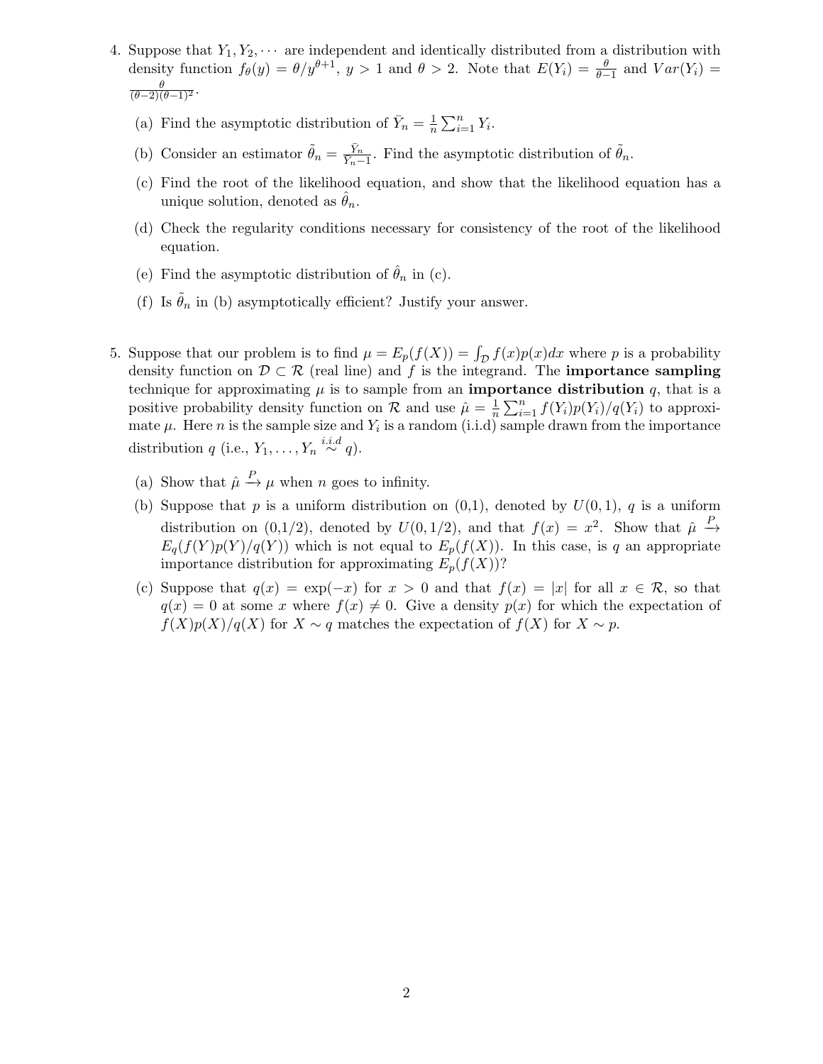4. Suppose that $Y_1, Y_2, \cdots$ are independent and identically distributed from a distribution with density function $f_\theta(y) = \theta/y^{\theta+1}$, $y > 1$ and $\theta > 2$. Note that $E(Y_i) = \frac{\theta}{\theta-1}$ and $Var(Y_i) = \frac{\theta}{(\theta-2)(\theta-1)^2}$.

   (a) Find the asymptotic distribution of $\bar{Y}_n = \frac{1}{n}\sum_{i=1}^n Y_i$.

   (b) Consider an estimator $\tilde{\theta}_n = \frac{\bar{Y}_n}{\bar{Y}_n - 1}$. Find the asymptotic distribution of $\tilde{\theta}_n$.

   (c) Find the root of the likelihood equation, and show that the likelihood equation has a unique solution, denoted as $\hat{\theta}_n$.

   (d) Check the regularity conditions necessary for consistency of the root of the likelihood equation.

   (e) Find the asymptotic distribution of $\hat{\theta}_n$ in (c).

   (f) Is $\tilde{\theta}_n$ in (b) asymptotically efficient? Justify your answer.

5. Suppose that our problem is to find $\mu = E_p(f(X)) = \int_{\mathcal{D}} f(x)p(x)dx$ where $p$ is a probability density function on $\mathcal{D} \subset \mathcal{R}$ (real line) and $f$ is the integrand. The **importance sampling** technique for approximating $\mu$ is to sample from an **importance distribution** $q$, that is a positive probability density function on $\mathcal{R}$ and use $\hat{\mu} = \frac{1}{n}\sum_{i=1}^n f(Y_i)p(Y_i)/q(Y_i)$ to approximate $\mu$. Here $n$ is the sample size and $Y_i$ is a random (i.i.d) sample drawn from the importance distribution $q$ (i.e., $Y_1, \ldots, Y_n \overset{i.i.d}{\sim} q$).

   (a) Show that $\hat{\mu} \xrightarrow{P} \mu$ when $n$ goes to infinity.

   (b) Suppose that $p$ is a uniform distribution on (0,1), denoted by $U(0,1)$, $q$ is a uniform distribution on (0,1/2), denoted by $U(0,1/2)$, and that $f(x) = x^2$. Show that $\hat{\mu} \xrightarrow{P} E_q(f(Y)p(Y)/q(Y))$ which is not equal to $E_p(f(X))$. In this case, is $q$ an appropriate importance distribution for approximating $E_p(f(X))$?

   (c) Suppose that $q(x) = \exp(-x)$ for $x > 0$ and that $f(x) = |x|$ for all $x \in \mathcal{R}$, so that $q(x) = 0$ at some $x$ where $f(x) \neq 0$. Give a density $p(x)$ for which the expectation of $f(X)p(X)/q(X)$ for $X \sim q$ matches the expectation of $f(X)$ for $X \sim p$.